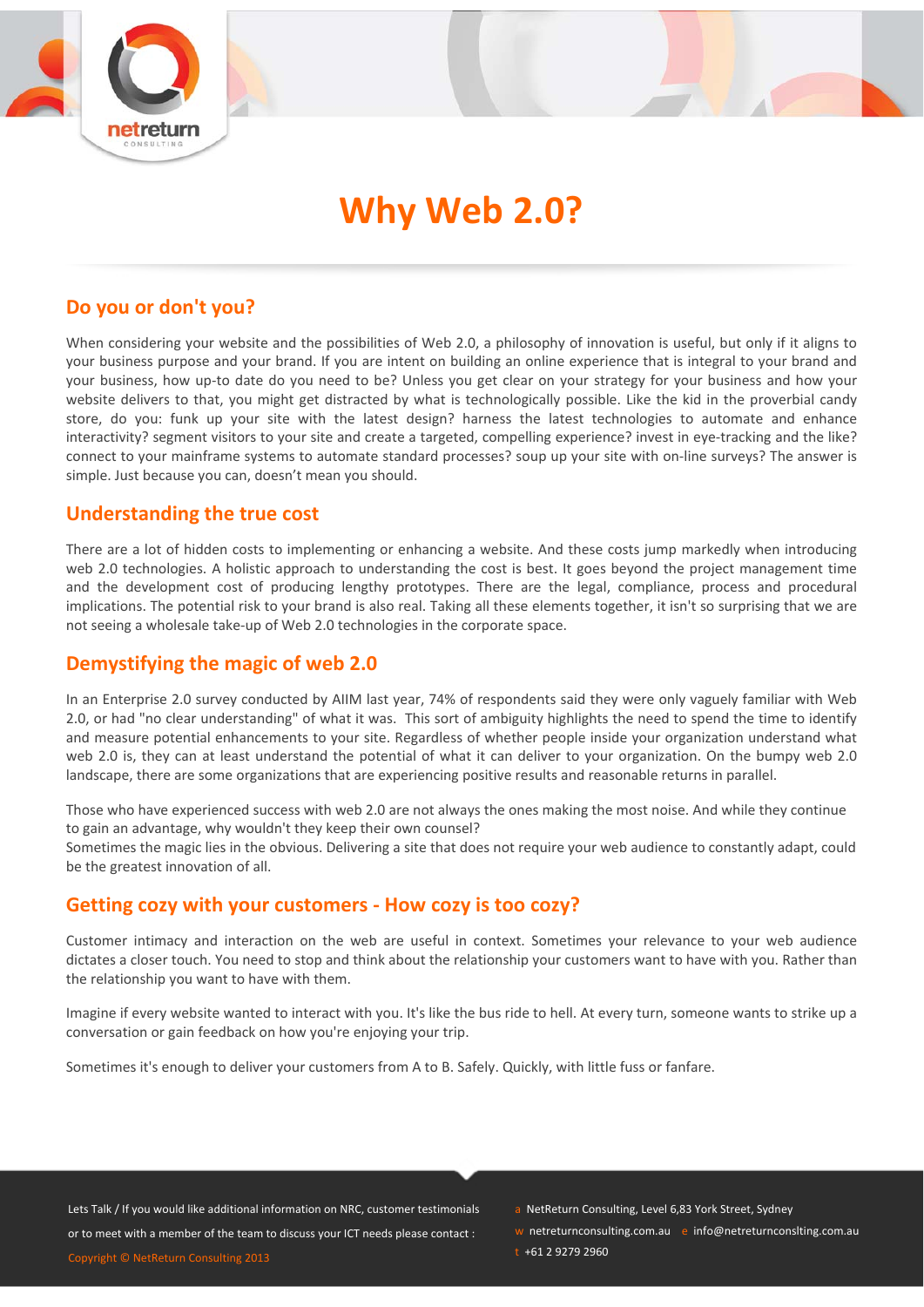# Why Web 2.0?

## Do you or don't you?

When considering your website and the possibilities of Web 2.0, a philosophy of innovation is useful, but only if it aligns to your business purpose and your brand. If you are intent on building an online experience that is integral to your brand and your business, how up-to date do you need to be? Unless you get clear on your strategy for your business and how your website delivers to that, you might get distracted by what is technologically possible. Like the kid in the proverbial candy store, do you: funk up your site with the latest design? harness the latest technologies to automate and enhance interactivity? segment visitors to your site and create a targeted, compelling experience? invest in eye-tracking and the like? connect to your mainframe systems to automate standard processes? soup up your site with on-line surveys? The answer is simple. Just because you can, doesn't mean you should.

## Understanding the true cost

There are a lot of hidden costs to implementing or enhancing a website. And these costs jump markedly when introducing web 2.0 technologies. A holistic approach to understanding the cost is best. It goes beyond the project management time and the development cost of producing lengthy prototypes. There are the legal, compliance, process and procedural implications. The potential risk to your brand is also real. Taking all these elements together, it isn't so surprising that we are not seeing a wholesale take-up of Web 2.0 technologies in the corporate space.

## Demystifying the magic of web 2.0

In an Enterprise 2.0 survey conducted by AIIM last year, 74% of respondents said they were only vaguely familiar with Web 2.0, or had "no clear understanding" of what it was. This sort of ambiguity highlights the need to spend the time to identify and measure potential enhancements to your site. Regardless of whether people inside your organization understand what web 2.0 is, they can at least understand the potential of what it can deliver to your organization. On the bumpy web 2.0 landscape, there are some organizations that are experiencing positive results and reasonable returns in parallel.

Those who have experienced success with web 2.0 are not always the ones making the most noise. And while they continue to gain an advantage, why wouldn't they keep their own counsel?
Sometimes the magic lies in the obvious. Delivering a site that does not require your web audience to constantly adapt, could be the greatest innovation of all.

## Getting cozy with your customers - How cozy is too cozy?

Customer intimacy and interaction on the web are useful in context. Sometimes your relevance to your web audience dictates a closer touch. You need to stop and think about the relationship your customers want to have with you. Rather than the relationship you want to have with them.

Imagine if every website wanted to interact with you. It's like the bus ride to hell. At every turn, someone wants to strike up a conversation or gain feedback on how you're enjoying your trip.

Sometimes it's enough to deliver your customers from A to B. Safely. Quickly, with little fuss or fanfare.

Lets Talk / If you would like additional information on NRC, customer testimonials or to meet with a member of the team to discuss your ICT needs please contact :

a NetReturn Consulting, Level 6,83 York Street, Sydney
w netreturnconsulting.com.au e info@netreturnconslting.com.au
t +61 2 9279 2960

Copyright © NetReturn Consulting 2013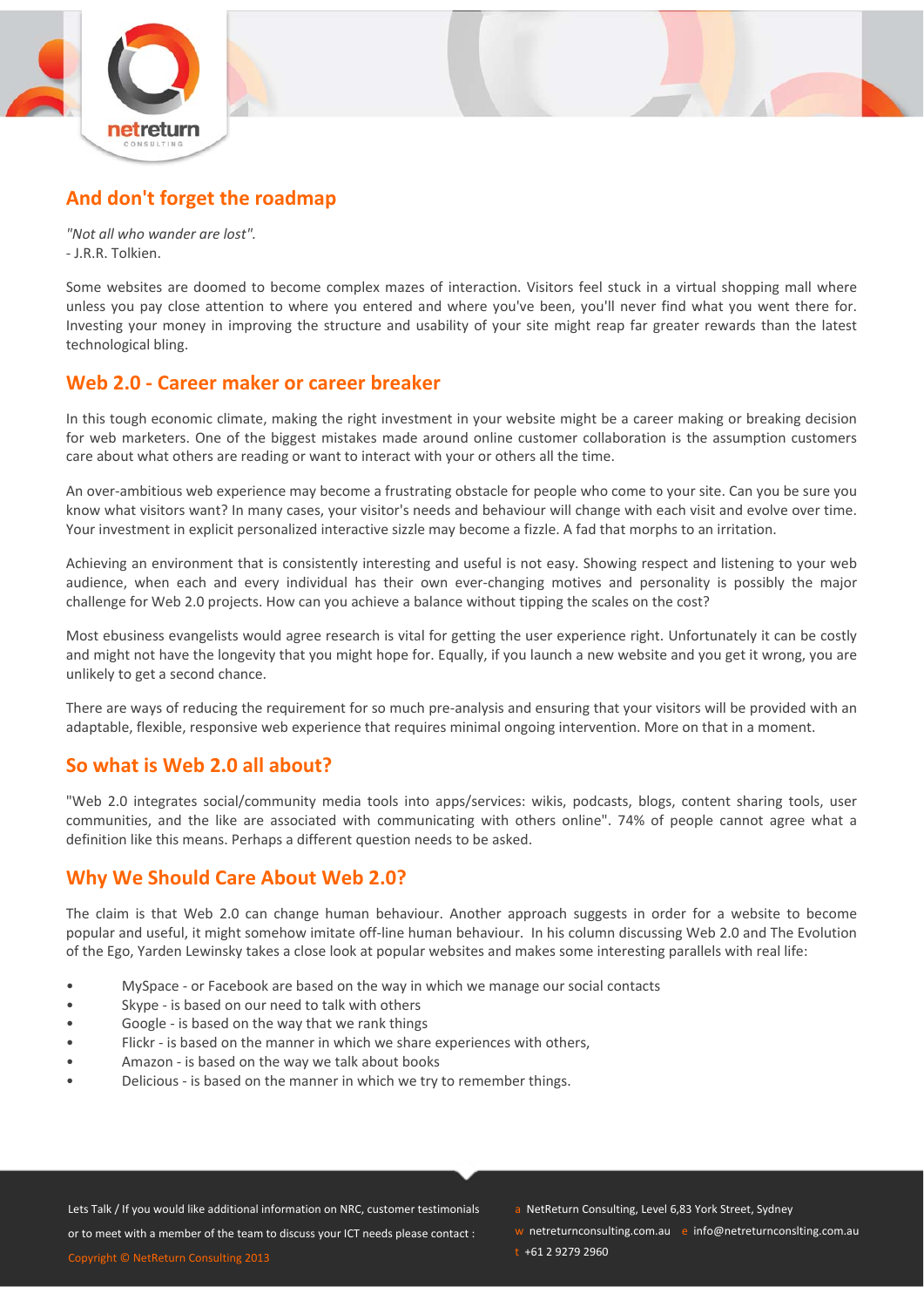## And don't forget the roadmap

*"Not all who wander are lost".*
- J.R.R. Tolkien.

Some websites are doomed to become complex mazes of interaction. Visitors feel stuck in a virtual shopping mall where unless you pay close attention to where you entered and where you've been, you'll never find what you went there for. Investing your money in improving the structure and usability of your site might reap far greater rewards than the latest technological bling.

## Web 2.0 - Career maker or career breaker

In this tough economic climate, making the right investment in your website might be a career making or breaking decision for web marketers. One of the biggest mistakes made around online customer collaboration is the assumption customers care about what others are reading or want to interact with your or others all the time.

An over-ambitious web experience may become a frustrating obstacle for people who come to your site. Can you be sure you know what visitors want? In many cases, your visitor's needs and behaviour will change with each visit and evolve over time. Your investment in explicit personalized interactive sizzle may become a fizzle. A fad that morphs to an irritation.

Achieving an environment that is consistently interesting and useful is not easy. Showing respect and listening to your web audience, when each and every individual has their own ever-changing motives and personality is possibly the major challenge for Web 2.0 projects. How can you achieve a balance without tipping the scales on the cost?

Most ebusiness evangelists would agree research is vital for getting the user experience right. Unfortunately it can be costly and might not have the longevity that you might hope for. Equally, if you launch a new website and you get it wrong, you are unlikely to get a second chance.

There are ways of reducing the requirement for so much pre-analysis and ensuring that your visitors will be provided with an adaptable, flexible, responsive web experience that requires minimal ongoing intervention. More on that in a moment.

## So what is Web 2.0 all about?

"Web 2.0 integrates social/community media tools into apps/services: wikis, podcasts, blogs, content sharing tools, user communities, and the like are associated with communicating with others online". 74% of people cannot agree what a definition like this means. Perhaps a different question needs to be asked.

## Why We Should Care About Web 2.0?

The claim is that Web 2.0 can change human behaviour. Another approach suggests in order for a website to become popular and useful, it might somehow imitate off-line human behaviour. In his column discussing Web 2.0 and The Evolution of the Ego, Yarden Lewinsky takes a close look at popular websites and makes some interesting parallels with real life:

- MySpace - or Facebook are based on the way in which we manage our social contacts
- Skype - is based on our need to talk with others
- Google - is based on the way that we rank things
- Flickr - is based on the manner in which we share experiences with others,
- Amazon - is based on the way we talk about books
- Delicious - is based on the manner in which we try to remember things.

Lets Talk / If you would like additional information on NRC, customer testimonials or to meet with a member of the team to discuss your ICT needs please contact :

Copyright © NetReturn Consulting 2013

a NetReturn Consulting, Level 6,83 York Street, Sydney
w netreturnconsulting.com.au e info@netreturnconslting.com.au
t +61 2 9279 2960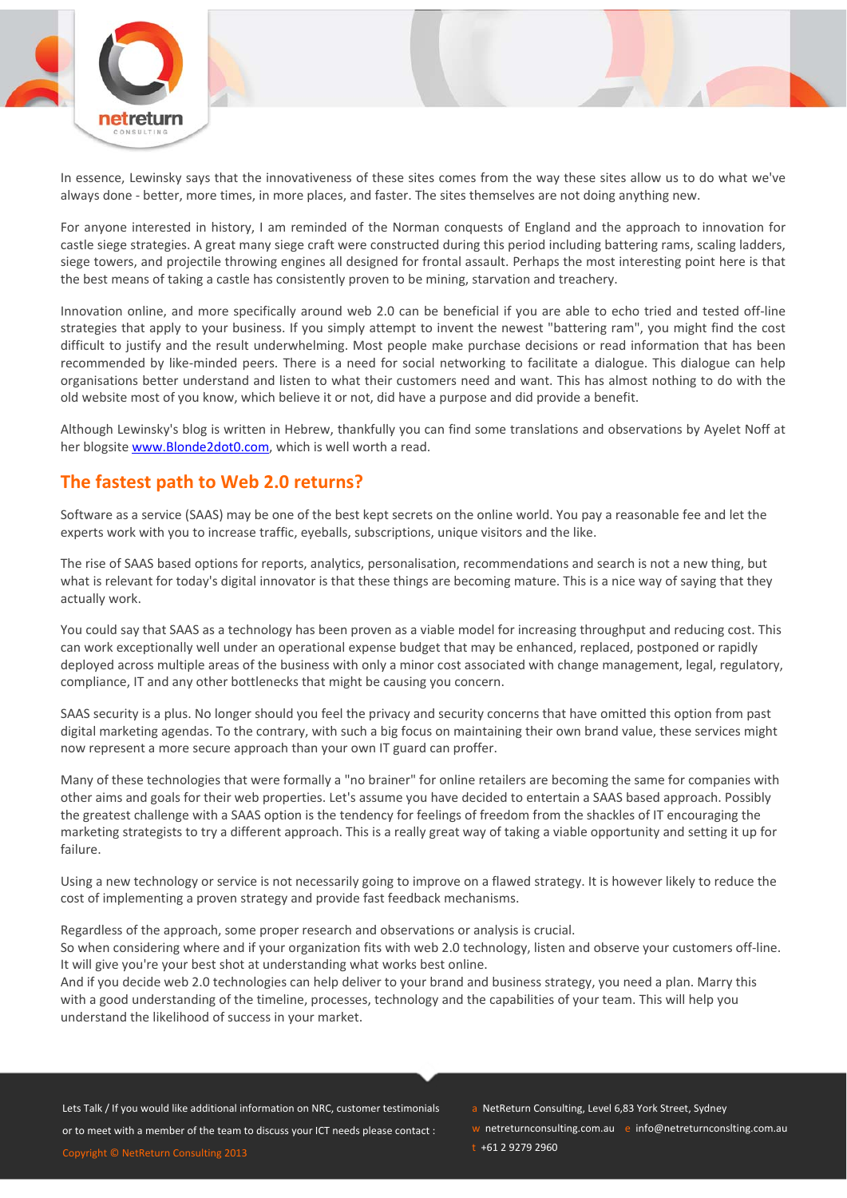In essence, Lewinsky says that the innovativeness of these sites comes from the way these sites allow us to do what we've always done - better, more times, in more places, and faster. The sites themselves are not doing anything new.

For anyone interested in history, I am reminded of the Norman conquests of England and the approach to innovation for castle siege strategies. A great many siege craft were constructed during this period including battering rams, scaling ladders, siege towers, and projectile throwing engines all designed for frontal assault. Perhaps the most interesting point here is that the best means of taking a castle has consistently proven to be mining, starvation and treachery.

Innovation online, and more specifically around web 2.0 can be beneficial if you are able to echo tried and tested off-line strategies that apply to your business. If you simply attempt to invent the newest "battering ram", you might find the cost difficult to justify and the result underwhelming. Most people make purchase decisions or read information that has been recommended by like-minded peers. There is a need for social networking to facilitate a dialogue. This dialogue can help organisations better understand and listen to what their customers need and want. This has almost nothing to do with the old website most of you know, which believe it or not, did have a purpose and did provide a benefit.

Although Lewinsky's blog is written in Hebrew, thankfully you can find some translations and observations by Ayelet Noff at her blogsite www.Blonde2dot0.com, which is well worth a read.

## The fastest path to Web 2.0 returns?

Software as a service (SAAS) may be one of the best kept secrets on the online world. You pay a reasonable fee and let the experts work with you to increase traffic, eyeballs, subscriptions, unique visitors and the like.

The rise of SAAS based options for reports, analytics, personalisation, recommendations and search is not a new thing, but what is relevant for today's digital innovator is that these things are becoming mature. This is a nice way of saying that they actually work.

You could say that SAAS as a technology has been proven as a viable model for increasing throughput and reducing cost. This can work exceptionally well under an operational expense budget that may be enhanced, replaced, postponed or rapidly deployed across multiple areas of the business with only a minor cost associated with change management, legal, regulatory, compliance, IT and any other bottlenecks that might be causing you concern.

SAAS security is a plus. No longer should you feel the privacy and security concerns that have omitted this option from past digital marketing agendas. To the contrary, with such a big focus on maintaining their own brand value, these services might now represent a more secure approach than your own IT guard can proffer.

Many of these technologies that were formally a "no brainer" for online retailers are becoming the same for companies with other aims and goals for their web properties. Let's assume you have decided to entertain a SAAS based approach. Possibly the greatest challenge with a SAAS option is the tendency for feelings of freedom from the shackles of IT encouraging the marketing strategists to try a different approach. This is a really great way of taking a viable opportunity and setting it up for failure.

Using a new technology or service is not necessarily going to improve on a flawed strategy. It is however likely to reduce the cost of implementing a proven strategy and provide fast feedback mechanisms.

Regardless of the approach, some proper research and observations or analysis is crucial.
So when considering where and if your organization fits with web 2.0 technology, listen and observe your customers off-line. It will give you're your best shot at understanding what works best online.
And if you decide web 2.0 technologies can help deliver to your brand and business strategy, you need a plan. Marry this with a good understanding of the timeline, processes, technology and the capabilities of your team. This will help you understand the likelihood of success in your market.

Lets Talk / If you would like additional information on NRC, customer testimonials or to meet with a member of the team to discuss your ICT needs please contact :

Copyright © NetReturn Consulting 2013

a NetReturn Consulting, Level 6,83 York Street, Sydney
w netreturnconsulting.com.au e info@netreturnconslting.com.au
t +61 2 9279 2960